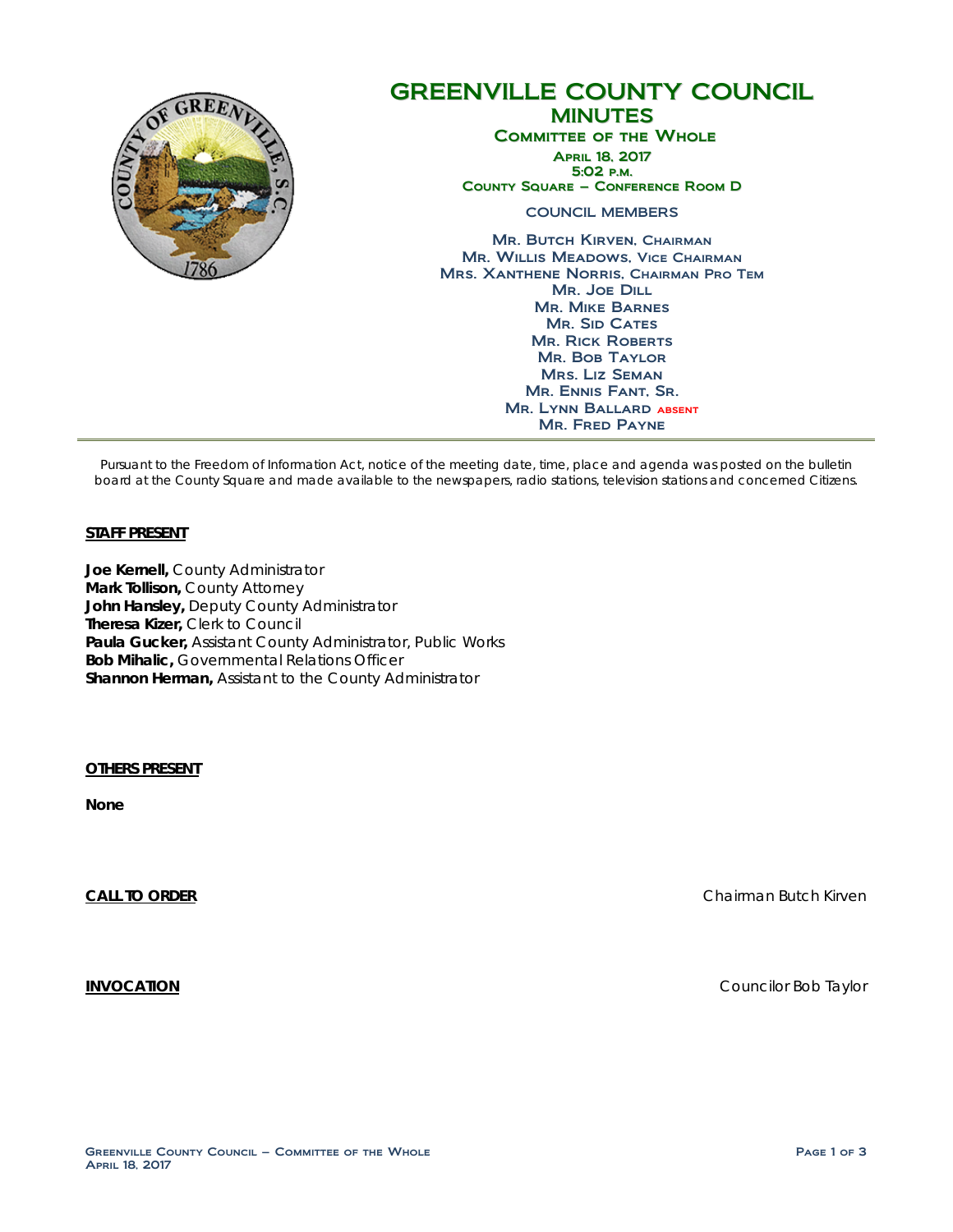# GREENVILLE COUNTY COUNCIL
## MINUTES
### Committee of the Whole

April 18, 2017
5:02 p.m.
County Square – Conference Room D

COUNCIL MEMBERS

Mr. Butch Kirven, Chairman
Mr. Willis Meadows, Vice Chairman
Mrs. Xanthene Norris, Chairman Pro Tem
Mr. Joe Dill
Mr. Mike Barnes
Mr. Sid Cates
Mr. Rick Roberts
Mr. Bob Taylor
Mrs. Liz Seman
Mr. Ennis Fant, Sr.
Mr. Lynn Ballard absent
Mr. Fred Payne

---

*Pursuant to the Freedom of Information Act, notice of the meeting date, time, place and agenda was posted on the bulletin board at the County Square and made available to the newspapers, radio stations, television stations and concerned Citizens.*

**STAFF PRESENT**

**Joe Kernell,** County Administrator
**Mark Tollison,** County Attorney
**John Hansley,** Deputy County Administrator
**Theresa Kizer,** Clerk to Council
**Paula Gucker,** Assistant County Administrator, Public Works
**Bob Mihalic,** Governmental Relations Officer
**Shannon Herman,** Assistant to the County Administrator

**OTHERS PRESENT**

**None**

**CALL TO ORDER** Chairman Butch Kirven

**INVOCATION** Councilor Bob Taylor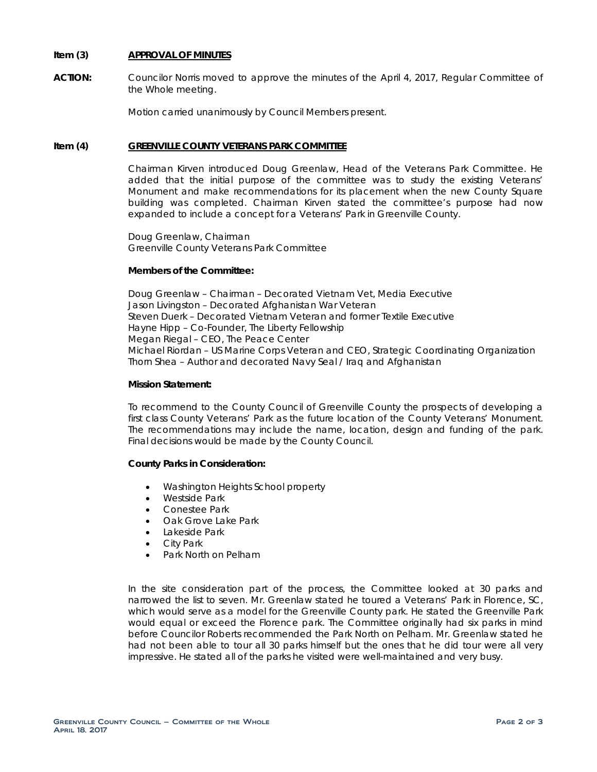**Item (3)** **APPROVAL OF MINUTES**

**ACTION:** Councilor Norris moved to approve the minutes of the April 4, 2017, Regular Committee of the Whole meeting.

Motion carried unanimously by Council Members present.

**Item (4)** **GREENVILLE COUNTY VETERANS PARK COMMITTEE**

Chairman Kirven introduced Doug Greenlaw, Head of the Veterans Park Committee. He added that the initial purpose of the committee was to study the existing Veterans' Monument and make recommendations for its placement when the new County Square building was completed. Chairman Kirven stated the committee's purpose had now expanded to include a concept for a Veterans' Park in Greenville County.

Doug Greenlaw, Chairman
Greenville County Veterans Park Committee

**Members of the Committee:**

Doug Greenlaw – Chairman – Decorated Vietnam Vet, Media Executive
Jason Livingston – Decorated Afghanistan War Veteran
Steven Duerk – Decorated Vietnam Veteran and former Textile Executive
Hayne Hipp – Co-Founder, The Liberty Fellowship
Megan Riegal – CEO, The Peace Center
Michael Riordan – US Marine Corps Veteran and CEO, Strategic Coordinating Organization
Thorn Shea – Author and decorated Navy Seal / Iraq and Afghanistan

**Mission Statement:**

To recommend to the County Council of Greenville County the prospects of developing a first class County Veterans' Park as the future location of the County Veterans' Monument. The recommendations may include the name, location, design and funding of the park. Final decisions would be made by the County Council.

**County Parks in Consideration:**

- Washington Heights School property
- Westside Park
- Conestee Park
- Oak Grove Lake Park
- Lakeside Park
- City Park
- Park North on Pelham

In the site consideration part of the process, the Committee looked at 30 parks and narrowed the list to seven. Mr. Greenlaw stated he toured a Veterans' Park in Florence, SC, which would serve as a model for the Greenville County park. He stated the Greenville Park would equal or exceed the Florence park. The Committee originally had six parks in mind before Councilor Roberts recommended the Park North on Pelham. Mr. Greenlaw stated he had not been able to tour all 30 parks himself but the ones that he did tour were all very impressive. He stated all of the parks he visited were well-maintained and very busy.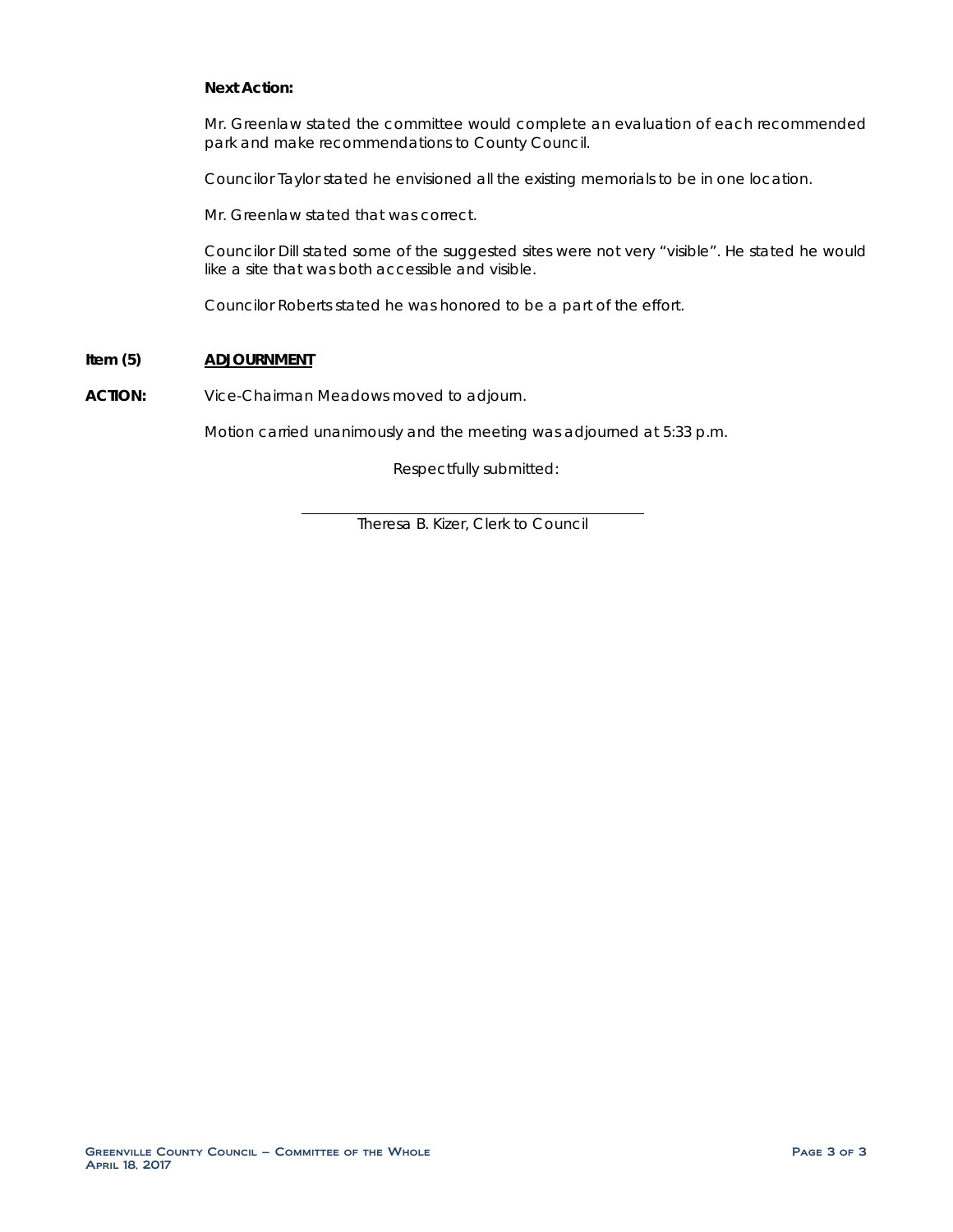**Next Action:**

Mr. Greenlaw stated the committee would complete an evaluation of each recommended park and make recommendations to County Council.

Councilor Taylor stated he envisioned all the existing memorials to be in one location.

Mr. Greenlaw stated that was correct.

Councilor Dill stated some of the suggested sites were not very "visible". He stated he would like a site that was both accessible and visible.

Councilor Roberts stated he was honored to be a part of the effort.

**Item (5)** **ADJOURNMENT**

**ACTION:** Vice-Chairman Meadows moved to adjourn.

Motion carried unanimously and the meeting was adjourned at 5:33 p.m.

Respectfully submitted:

\_\_\_\_\_\_\_\_\_\_\_\_\_\_\_\_\_\_\_\_\_\_\_\_\_\_\_\_\_\_\_\_\_\_\_\_

Theresa B. Kizer, Clerk to Council